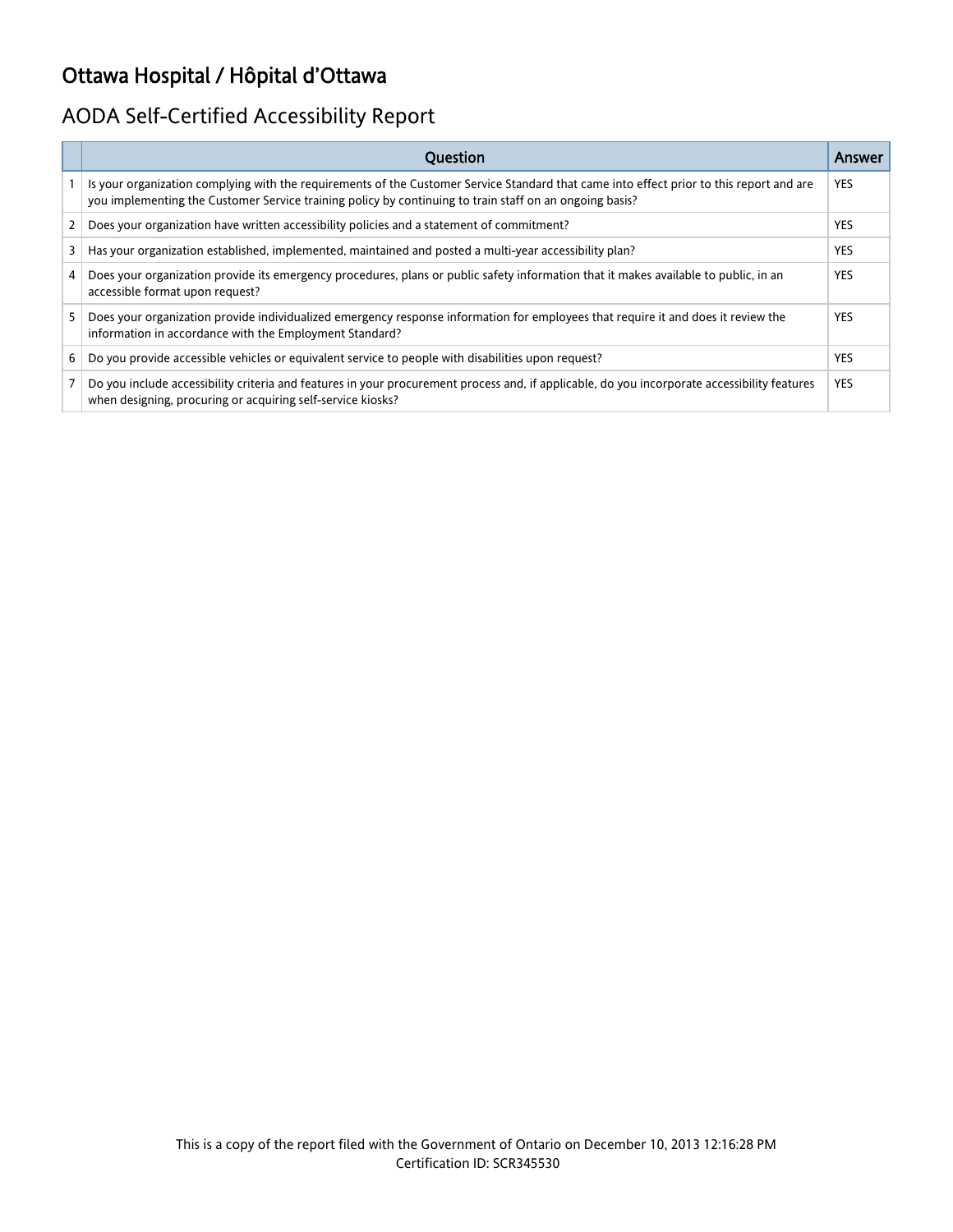# Ottawa Hospital / Hôpital d'Ottawa

## AODA Self-Certified Accessibility Report

| | Question | Answer |
|---|---|---|
| 1 | Is your organization complying with the requirements of the Customer Service Standard that came into effect prior to this report and are you implementing the Customer Service training policy by continuing to train staff on an ongoing basis? | YES |
| 2 | Does your organization have written accessibility policies and a statement of commitment? | YES |
| 3 | Has your organization established, implemented, maintained and posted a multi-year accessibility plan? | YES |
| 4 | Does your organization provide its emergency procedures, plans or public safety information that it makes available to public, in an accessible format upon request? | YES |
| 5 | Does your organization provide individualized emergency response information for employees that require it and does it review the information in accordance with the Employment Standard? | YES |
| 6 | Do you provide accessible vehicles or equivalent service to people with disabilities upon request? | YES |
| 7 | Do you include accessibility criteria and features in your procurement process and, if applicable, do you incorporate accessibility features when designing, procuring or acquiring self-service kiosks? | YES |

This is a copy of the report filed with the Government of Ontario on December 10, 2013 12:16:28 PM
Certification ID: SCR345530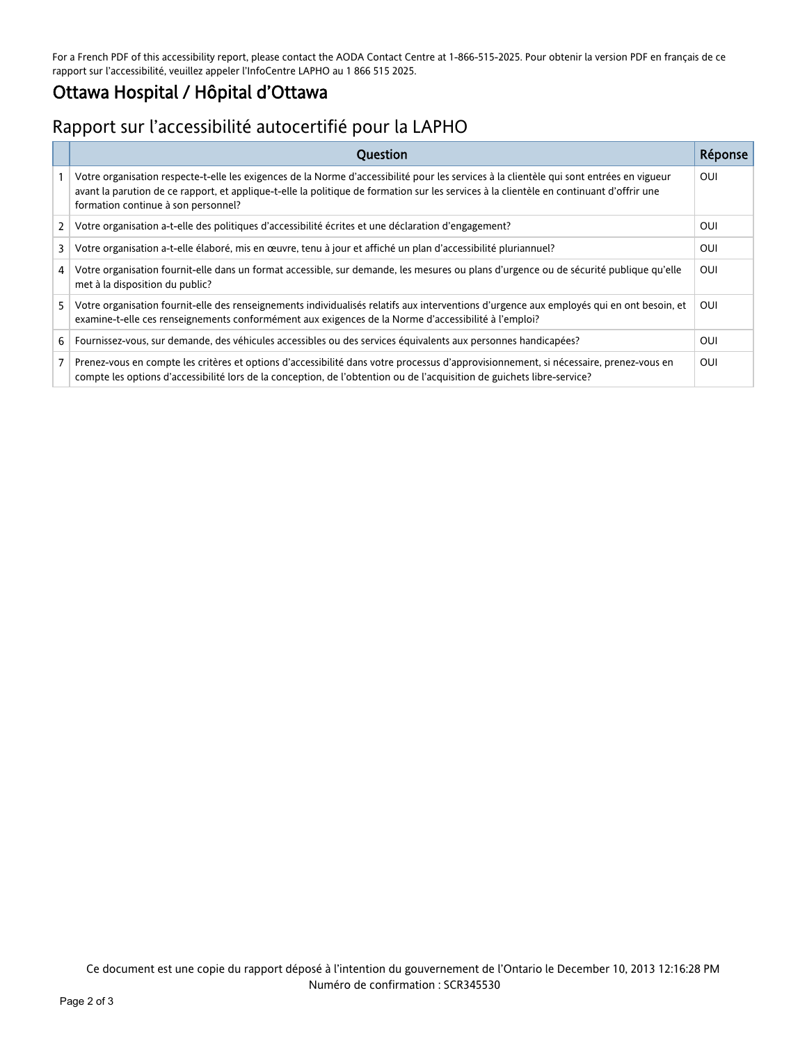For a French PDF of this accessibility report, please contact the AODA Contact Centre at 1-866-515-2025. Pour obtenir la version PDF en français de ce rapport sur l'accessibilité, veuillez appeler l'InfoCentre LAPHO au 1 866 515 2025.

# Ottawa Hospital / Hôpital d'Ottawa

## Rapport sur l'accessibilité autocertifié pour la LAPHO

| | Question | Réponse |
|---|---|---|
| 1 | Votre organisation respecte-t-elle les exigences de la Norme d'accessibilité pour les services à la clientèle qui sont entrées en vigueur avant la parution de ce rapport, et applique-t-elle la politique de formation sur les services à la clientèle en continuant d'offrir une formation continue à son personnel? | OUI |
| 2 | Votre organisation a-t-elle des politiques d'accessibilité écrites et une déclaration d'engagement? | OUI |
| 3 | Votre organisation a-t-elle élaboré, mis en œuvre, tenu à jour et affiché un plan d'accessibilité pluriannuel? | OUI |
| 4 | Votre organisation fournit-elle dans un format accessible, sur demande, les mesures ou plans d'urgence ou de sécurité publique qu'elle met à la disposition du public? | OUI |
| 5 | Votre organisation fournit-elle des renseignements individualisés relatifs aux interventions d'urgence aux employés qui en ont besoin, et examine-t-elle ces renseignements conformément aux exigences de la Norme d'accessibilité à l'emploi? | OUI |
| 6 | Fournissez-vous, sur demande, des véhicules accessibles ou des services équivalents aux personnes handicapées? | OUI |
| 7 | Prenez-vous en compte les critères et options d'accessibilité dans votre processus d'approvisionnement, si nécessaire, prenez-vous en compte les options d'accessibilité lors de la conception, de l'obtention ou de l'acquisition de guichets libre-service? | OUI |

Ce document est une copie du rapport déposé à l'intention du gouvernement de l'Ontario le December 10, 2013 12:16:28 PM
Numéro de confirmation : SCR345530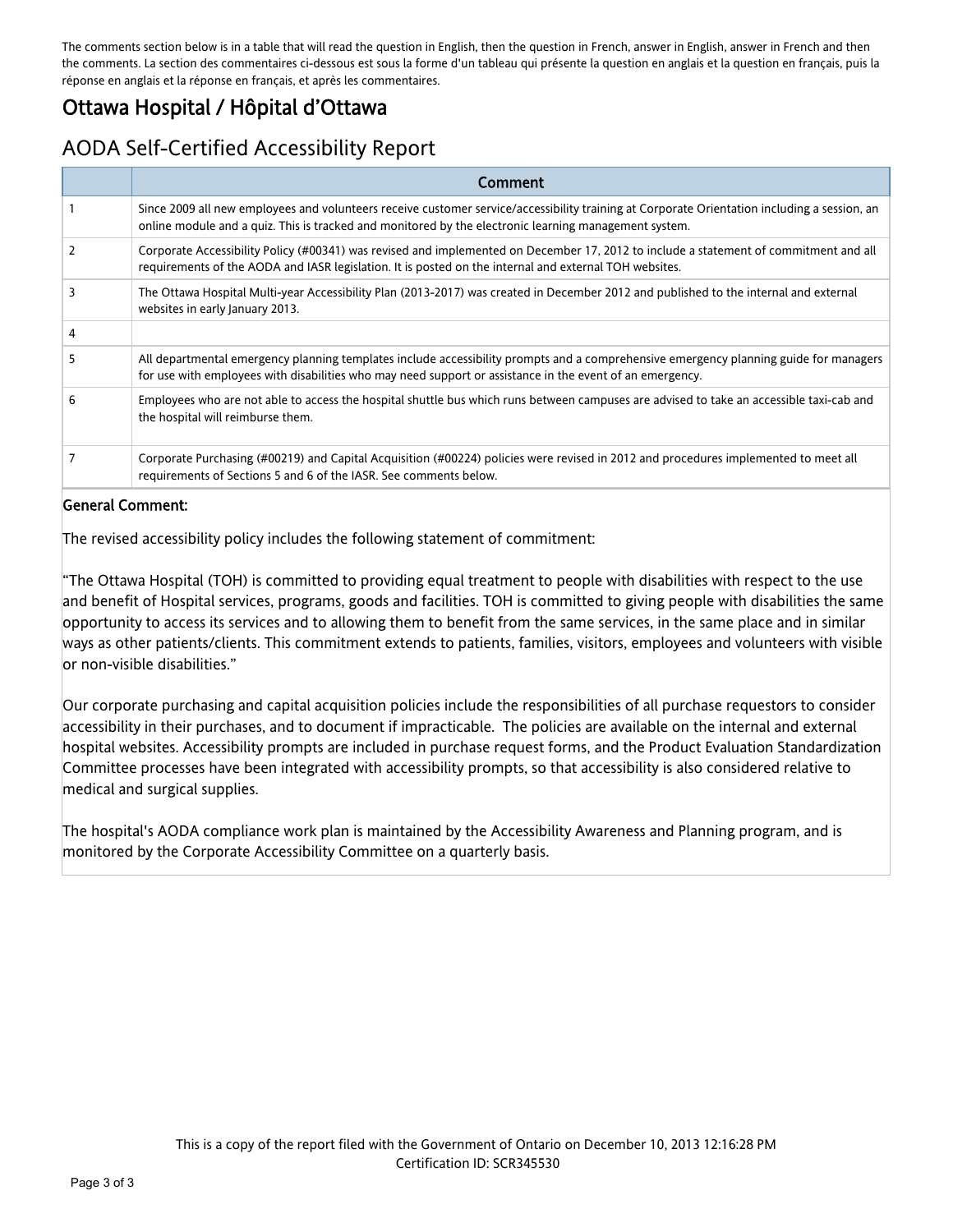The comments section below is in a table that will read the question in English, then the question in French, answer in English, answer in French and then the comments. La section des commentaires ci-dessous est sous la forme d'un tableau qui présente la question en anglais et la question en français, puis la réponse en anglais et la réponse en français, et après les commentaires.

# Ottawa Hospital / Hôpital d'Ottawa

## AODA Self-Certified Accessibility Report

| | Comment |
|---|---|
| 1 | Since 2009 all new employees and volunteers receive customer service/accessibility training at Corporate Orientation including a session, an online module and a quiz. This is tracked and monitored by the electronic learning management system. |
| 2 | Corporate Accessibility Policy (#00341) was revised and implemented on December 17, 2012 to include a statement of commitment and all requirements of the AODA and IASR legislation. It is posted on the internal and external TOH websites. |
| 3 | The Ottawa Hospital Multi-year Accessibility Plan (2013-2017) was created in December 2012 and published to the internal and external websites in early January 2013. |
| 4 | |
| 5 | All departmental emergency planning templates include accessibility prompts and a comprehensive emergency planning guide for managers for use with employees with disabilities who may need support or assistance in the event of an emergency. |
| 6 | Employees who are not able to access the hospital shuttle bus which runs between campuses are advised to take an accessible taxi-cab and the hospital will reimburse them. |
| 7 | Corporate Purchasing (#00219) and Capital Acquisition (#00224) policies were revised in 2012 and procedures implemented to meet all requirements of Sections 5 and 6 of the IASR. See comments below. |

### General Comment:

The revised accessibility policy includes the following statement of commitment:

"The Ottawa Hospital (TOH) is committed to providing equal treatment to people with disabilities with respect to the use and benefit of Hospital services, programs, goods and facilities. TOH is committed to giving people with disabilities the same opportunity to access its services and to allowing them to benefit from the same services, in the same place and in similar ways as other patients/clients. This commitment extends to patients, families, visitors, employees and volunteers with visible or non-visible disabilities."

Our corporate purchasing and capital acquisition policies include the responsibilities of all purchase requestors to consider accessibility in their purchases, and to document if impracticable. The policies are available on the internal and external hospital websites. Accessibility prompts are included in purchase request forms, and the Product Evaluation Standardization Committee processes have been integrated with accessibility prompts, so that accessibility is also considered relative to medical and surgical supplies.

The hospital's AODA compliance work plan is maintained by the Accessibility Awareness and Planning program, and is monitored by the Corporate Accessibility Committee on a quarterly basis.

This is a copy of the report filed with the Government of Ontario on December 10, 2013 12:16:28 PM
Certification ID: SCR345530